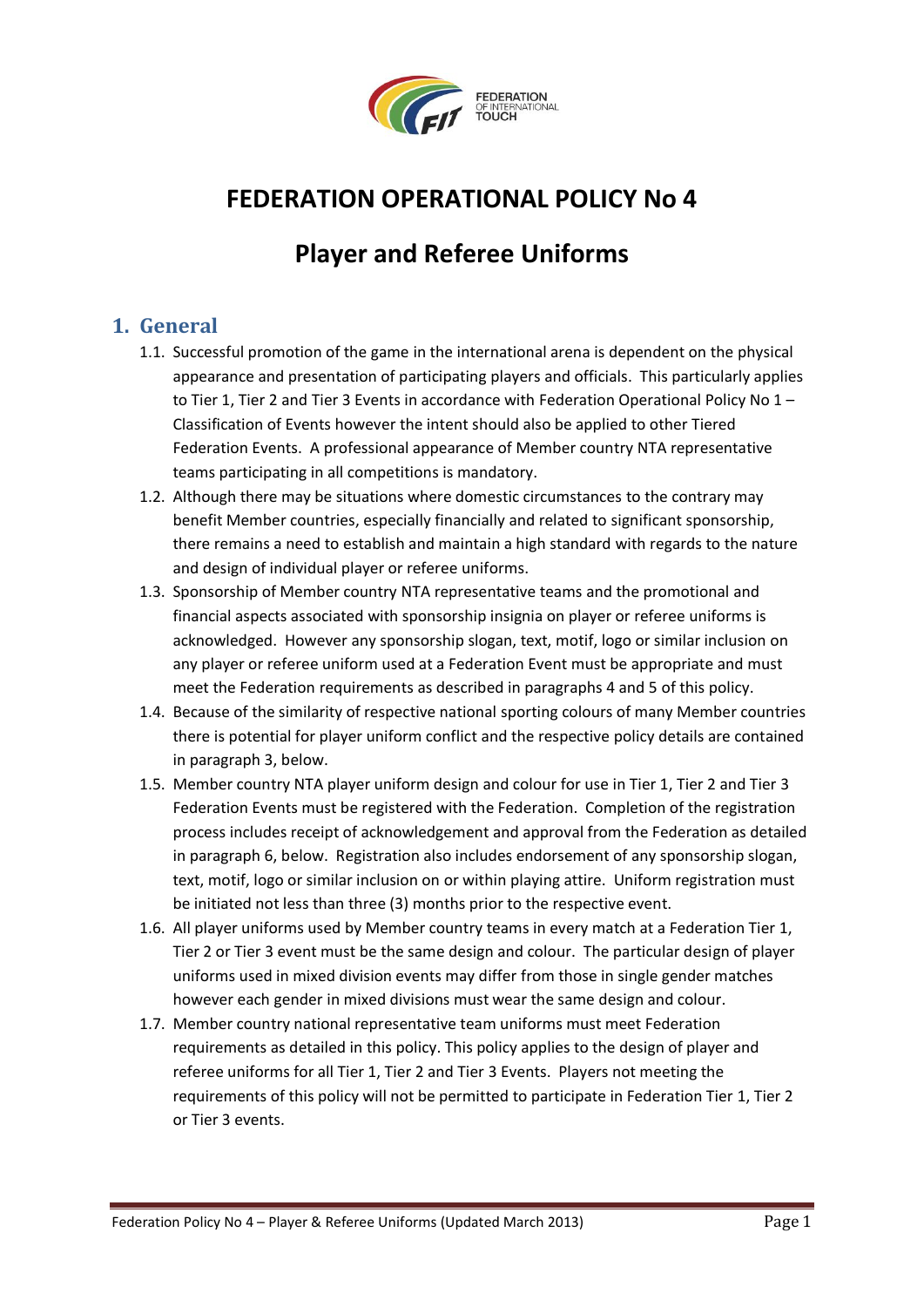FEDERATION OF INTERNATIONAL TOUCH

# FEDERATION OPERATIONAL POLICY No 4

# Player and Referee Uniforms

## 1. General

1.1. Successful promotion of the game in the international arena is dependent on the physical appearance and presentation of participating players and officials. This particularly applies to Tier 1, Tier 2 and Tier 3 Events in accordance with Federation Operational Policy No 1 – Classification of Events however the intent should also be applied to other Tiered Federation Events. A professional appearance of Member country NTA representative teams participating in all competitions is mandatory.

1.2. Although there may be situations where domestic circumstances to the contrary may benefit Member countries, especially financially and related to significant sponsorship, there remains a need to establish and maintain a high standard with regards to the nature and design of individual player or referee uniforms.

1.3. Sponsorship of Member country NTA representative teams and the promotional and financial aspects associated with sponsorship insignia on player or referee uniforms is acknowledged. However any sponsorship slogan, text, motif, logo or similar inclusion on any player or referee uniform used at a Federation Event must be appropriate and must meet the Federation requirements as described in paragraphs 4 and 5 of this policy.

1.4. Because of the similarity of respective national sporting colours of many Member countries there is potential for player uniform conflict and the respective policy details are contained in paragraph 3, below.

1.5. Member country NTA player uniform design and colour for use in Tier 1, Tier 2 and Tier 3 Federation Events must be registered with the Federation. Completion of the registration process includes receipt of acknowledgement and approval from the Federation as detailed in paragraph 6, below. Registration also includes endorsement of any sponsorship slogan, text, motif, logo or similar inclusion on or within playing attire. Uniform registration must be initiated not less than three (3) months prior to the respective event.

1.6. All player uniforms used by Member country teams in every match at a Federation Tier 1, Tier 2 or Tier 3 event must be the same design and colour. The particular design of player uniforms used in mixed division events may differ from those in single gender matches however each gender in mixed divisions must wear the same design and colour.

1.7. Member country national representative team uniforms must meet Federation requirements as detailed in this policy. This policy applies to the design of player and referee uniforms for all Tier 1, Tier 2 and Tier 3 Events. Players not meeting the requirements of this policy will not be permitted to participate in Federation Tier 1, Tier 2 or Tier 3 events.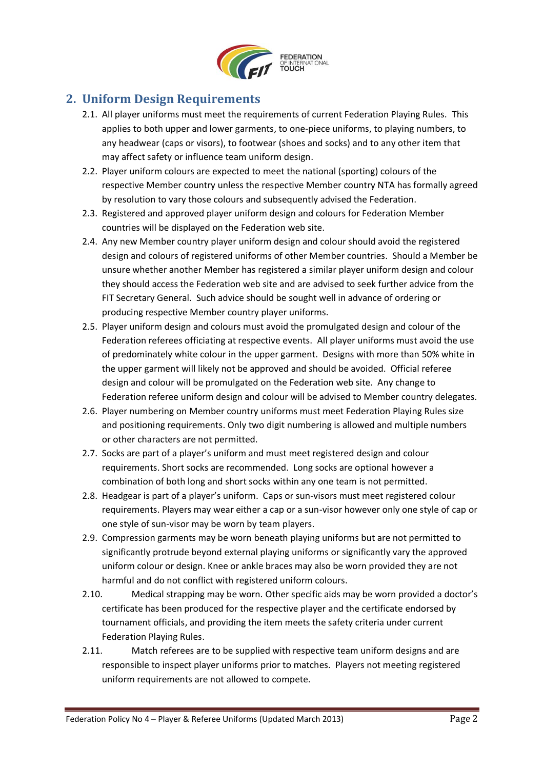## 2. Uniform Design Requirements

2.1. All player uniforms must meet the requirements of current Federation Playing Rules. This applies to both upper and lower garments, to one-piece uniforms, to playing numbers, to any headwear (caps or visors), to footwear (shoes and socks) and to any other item that may affect safety or influence team uniform design.

2.2. Player uniform colours are expected to meet the national (sporting) colours of the respective Member country unless the respective Member country NTA has formally agreed by resolution to vary those colours and subsequently advised the Federation.

2.3. Registered and approved player uniform design and colours for Federation Member countries will be displayed on the Federation web site.

2.4. Any new Member country player uniform design and colour should avoid the registered design and colours of registered uniforms of other Member countries. Should a Member be unsure whether another Member has registered a similar player uniform design and colour they should access the Federation web site and are advised to seek further advice from the FIT Secretary General. Such advice should be sought well in advance of ordering or producing respective Member country player uniforms.

2.5. Player uniform design and colours must avoid the promulgated design and colour of the Federation referees officiating at respective events. All player uniforms must avoid the use of predominately white colour in the upper garment. Designs with more than 50% white in the upper garment will likely not be approved and should be avoided. Official referee design and colour will be promulgated on the Federation web site. Any change to Federation referee uniform design and colour will be advised to Member country delegates.

2.6. Player numbering on Member country uniforms must meet Federation Playing Rules size and positioning requirements. Only two digit numbering is allowed and multiple numbers or other characters are not permitted.

2.7. Socks are part of a player's uniform and must meet registered design and colour requirements. Short socks are recommended. Long socks are optional however a combination of both long and short socks within any one team is not permitted.

2.8. Headgear is part of a player's uniform. Caps or sun-visors must meet registered colour requirements. Players may wear either a cap or a sun-visor however only one style of cap or one style of sun-visor may be worn by team players.

2.9. Compression garments may be worn beneath playing uniforms but are not permitted to significantly protrude beyond external playing uniforms or significantly vary the approved uniform colour or design. Knee or ankle braces may also be worn provided they are not harmful and do not conflict with registered uniform colours.

2.10. Medical strapping may be worn. Other specific aids may be worn provided a doctor's certificate has been produced for the respective player and the certificate endorsed by tournament officials, and providing the item meets the safety criteria under current Federation Playing Rules.

2.11. Match referees are to be supplied with respective team uniform designs and are responsible to inspect player uniforms prior to matches. Players not meeting registered uniform requirements are not allowed to compete.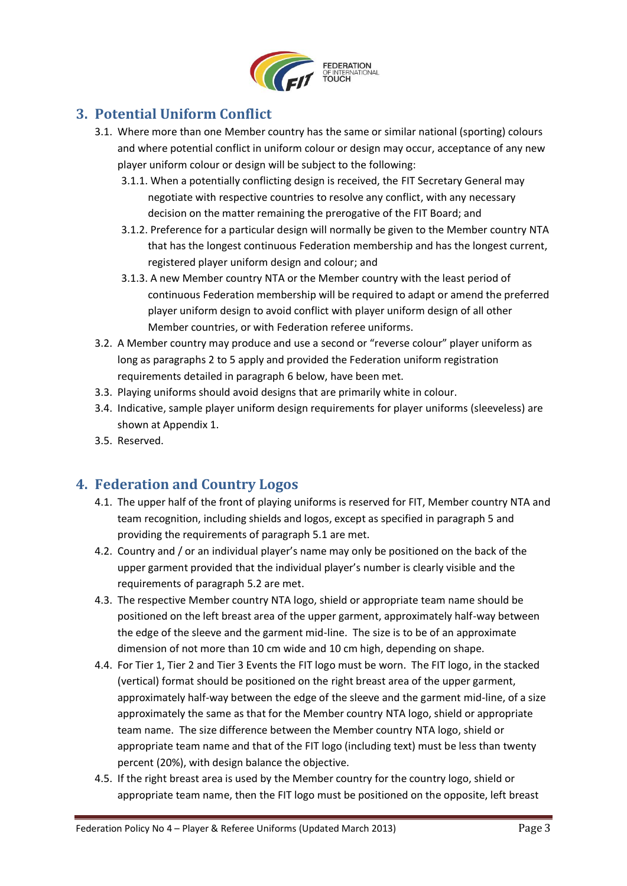## 3. Potential Uniform Conflict

3.1. Where more than one Member country has the same or similar national (sporting) colours and where potential conflict in uniform colour or design may occur, acceptance of any new player uniform colour or design will be subject to the following:

3.1.1. When a potentially conflicting design is received, the FIT Secretary General may negotiate with respective countries to resolve any conflict, with any necessary decision on the matter remaining the prerogative of the FIT Board; and

3.1.2. Preference for a particular design will normally be given to the Member country NTA that has the longest continuous Federation membership and has the longest current, registered player uniform design and colour; and

3.1.3. A new Member country NTA or the Member country with the least period of continuous Federation membership will be required to adapt or amend the preferred player uniform design to avoid conflict with player uniform design of all other Member countries, or with Federation referee uniforms.

3.2. A Member country may produce and use a second or "reverse colour" player uniform as long as paragraphs 2 to 5 apply and provided the Federation uniform registration requirements detailed in paragraph 6 below, have been met.

3.3. Playing uniforms should avoid designs that are primarily white in colour.

3.4. Indicative, sample player uniform design requirements for player uniforms (sleeveless) are shown at Appendix 1.

3.5. Reserved.

## 4. Federation and Country Logos

4.1. The upper half of the front of playing uniforms is reserved for FIT, Member country NTA and team recognition, including shields and logos, except as specified in paragraph 5 and providing the requirements of paragraph 5.1 are met.

4.2. Country and / or an individual player's name may only be positioned on the back of the upper garment provided that the individual player's number is clearly visible and the requirements of paragraph 5.2 are met.

4.3. The respective Member country NTA logo, shield or appropriate team name should be positioned on the left breast area of the upper garment, approximately half-way between the edge of the sleeve and the garment mid-line. The size is to be of an approximate dimension of not more than 10 cm wide and 10 cm high, depending on shape.

4.4. For Tier 1, Tier 2 and Tier 3 Events the FIT logo must be worn. The FIT logo, in the stacked (vertical) format should be positioned on the right breast area of the upper garment, approximately half-way between the edge of the sleeve and the garment mid-line, of a size approximately the same as that for the Member country NTA logo, shield or appropriate team name. The size difference between the Member country NTA logo, shield or appropriate team name and that of the FIT logo (including text) must be less than twenty percent (20%), with design balance the objective.

4.5. If the right breast area is used by the Member country for the country logo, shield or appropriate team name, then the FIT logo must be positioned on the opposite, left breast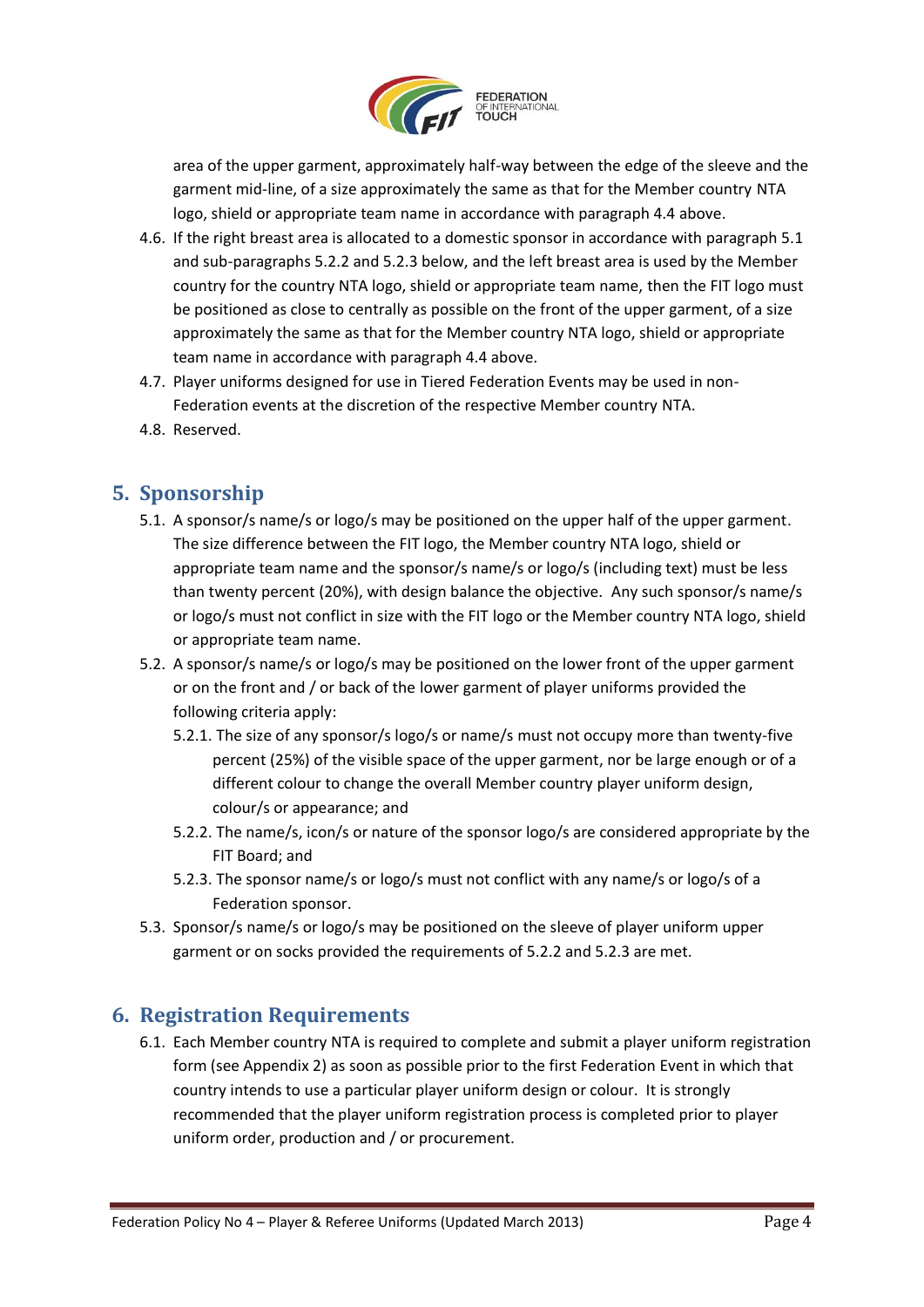area of the upper garment, approximately half-way between the edge of the sleeve and the garment mid-line, of a size approximately the same as that for the Member country NTA logo, shield or appropriate team name in accordance with paragraph 4.4 above.

4.6. If the right breast area is allocated to a domestic sponsor in accordance with paragraph 5.1 and sub-paragraphs 5.2.2 and 5.2.3 below, and the left breast area is used by the Member country for the country NTA logo, shield or appropriate team name, then the FIT logo must be positioned as close to centrally as possible on the front of the upper garment, of a size approximately the same as that for the Member country NTA logo, shield or appropriate team name in accordance with paragraph 4.4 above.

4.7. Player uniforms designed for use in Tiered Federation Events may be used in non-Federation events at the discretion of the respective Member country NTA.

4.8. Reserved.

## 5. Sponsorship

5.1. A sponsor/s name/s or logo/s may be positioned on the upper half of the upper garment. The size difference between the FIT logo, the Member country NTA logo, shield or appropriate team name and the sponsor/s name/s or logo/s (including text) must be less than twenty percent (20%), with design balance the objective. Any such sponsor/s name/s or logo/s must not conflict in size with the FIT logo or the Member country NTA logo, shield or appropriate team name.

5.2. A sponsor/s name/s or logo/s may be positioned on the lower front of the upper garment or on the front and / or back of the lower garment of player uniforms provided the following criteria apply:

5.2.1. The size of any sponsor/s logo/s or name/s must not occupy more than twenty-five percent (25%) of the visible space of the upper garment, nor be large enough or of a different colour to change the overall Member country player uniform design, colour/s or appearance; and

5.2.2. The name/s, icon/s or nature of the sponsor logo/s are considered appropriate by the FIT Board; and

5.2.3. The sponsor name/s or logo/s must not conflict with any name/s or logo/s of a Federation sponsor.

5.3. Sponsor/s name/s or logo/s may be positioned on the sleeve of player uniform upper garment or on socks provided the requirements of 5.2.2 and 5.2.3 are met.

## 6. Registration Requirements

6.1. Each Member country NTA is required to complete and submit a player uniform registration form (see Appendix 2) as soon as possible prior to the first Federation Event in which that country intends to use a particular player uniform design or colour. It is strongly recommended that the player uniform registration process is completed prior to player uniform order, production and / or procurement.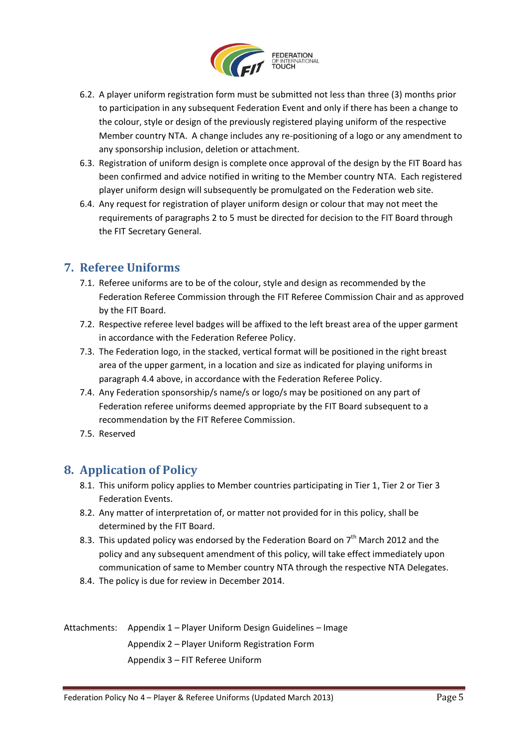6.2. A player uniform registration form must be submitted not less than three (3) months prior to participation in any subsequent Federation Event and only if there has been a change to the colour, style or design of the previously registered playing uniform of the respective Member country NTA. A change includes any re-positioning of a logo or any amendment to any sponsorship inclusion, deletion or attachment.

6.3. Registration of uniform design is complete once approval of the design by the FIT Board has been confirmed and advice notified in writing to the Member country NTA. Each registered player uniform design will subsequently be promulgated on the Federation web site.

6.4. Any request for registration of player uniform design or colour that may not meet the requirements of paragraphs 2 to 5 must be directed for decision to the FIT Board through the FIT Secretary General.

## 7. Referee Uniforms

7.1. Referee uniforms are to be of the colour, style and design as recommended by the Federation Referee Commission through the FIT Referee Commission Chair and as approved by the FIT Board.

7.2. Respective referee level badges will be affixed to the left breast area of the upper garment in accordance with the Federation Referee Policy.

7.3. The Federation logo, in the stacked, vertical format will be positioned in the right breast area of the upper garment, in a location and size as indicated for playing uniforms in paragraph 4.4 above, in accordance with the Federation Referee Policy.

7.4. Any Federation sponsorship/s name/s or logo/s may be positioned on any part of Federation referee uniforms deemed appropriate by the FIT Board subsequent to a recommendation by the FIT Referee Commission.

7.5. Reserved

## 8. Application of Policy

8.1. This uniform policy applies to Member countries participating in Tier 1, Tier 2 or Tier 3 Federation Events.

8.2. Any matter of interpretation of, or matter not provided for in this policy, shall be determined by the FIT Board.

8.3. This updated policy was endorsed by the Federation Board on 7th March 2012 and the policy and any subsequent amendment of this policy, will take effect immediately upon communication of same to Member country NTA through the respective NTA Delegates.

8.4. The policy is due for review in December 2014.

Attachments: Appendix 1 – Player Uniform Design Guidelines – Image

Appendix 2 – Player Uniform Registration Form

Appendix 3 – FIT Referee Uniform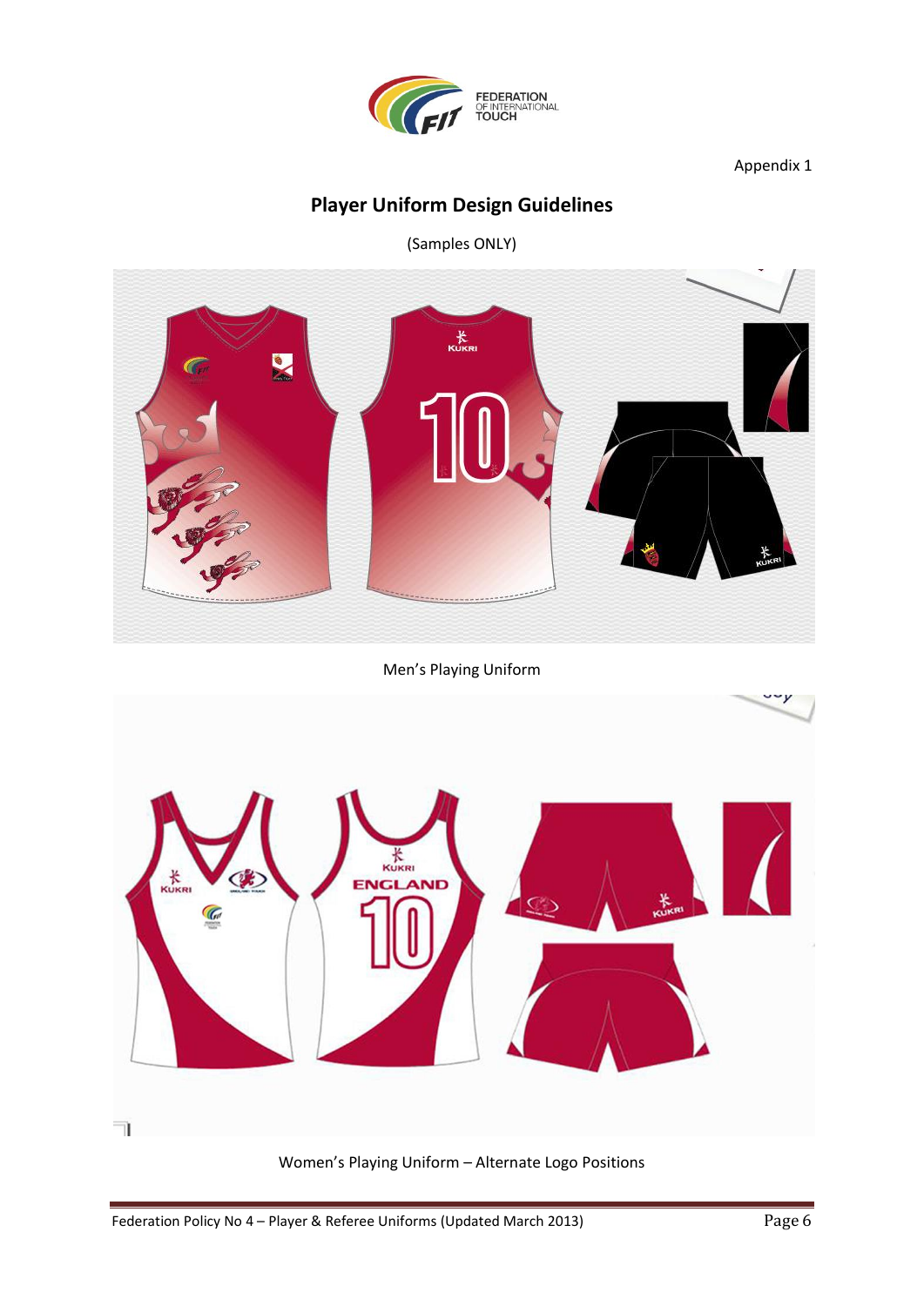Appendix 1

## Player Uniform Design Guidelines

(Samples ONLY)

Men's Playing Uniform

Women's Playing Uniform – Alternate Logo Positions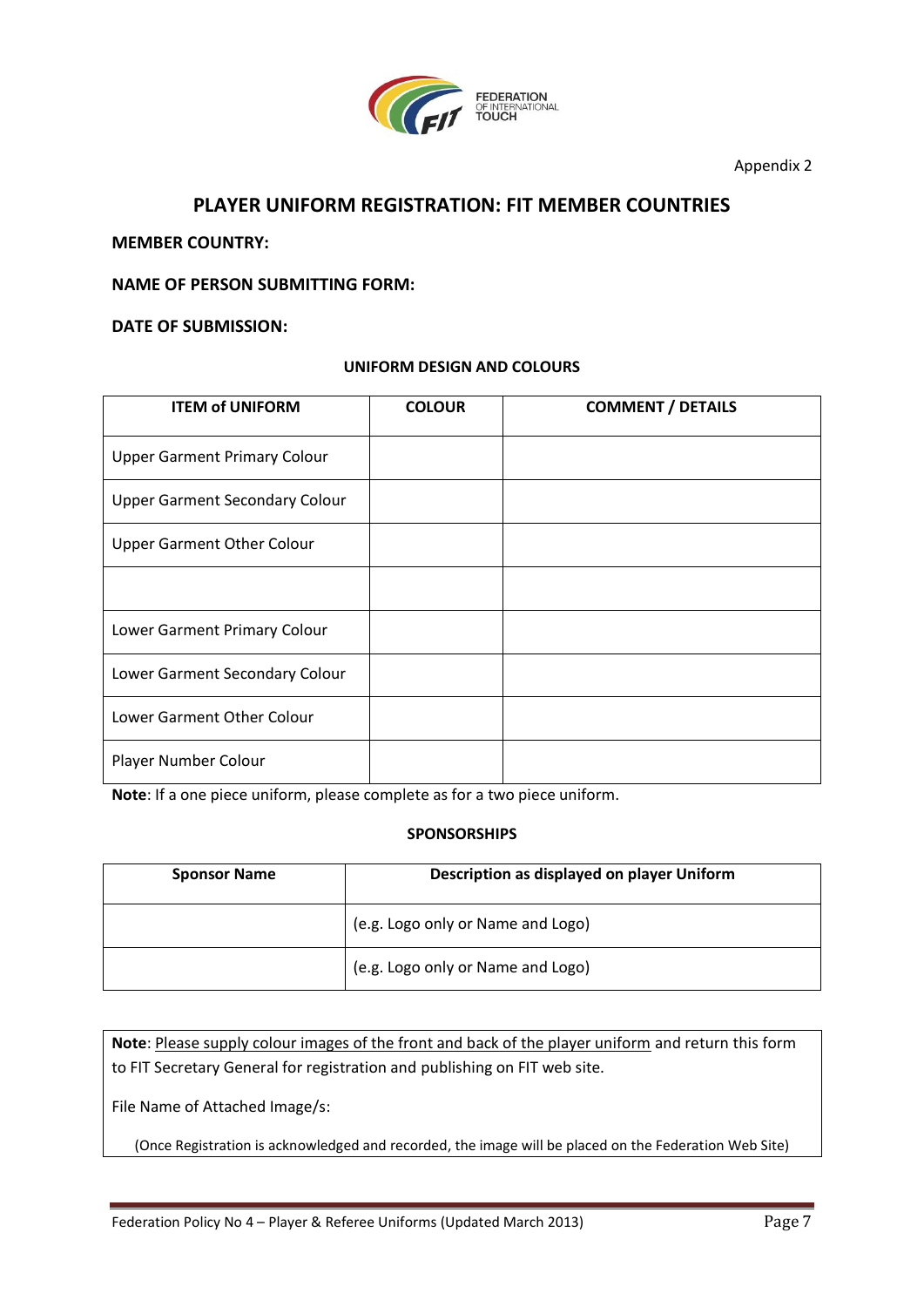FEDERATION OF INTERNATIONAL TOUCH

Appendix 2

# PLAYER UNIFORM REGISTRATION: FIT MEMBER COUNTRIES

**MEMBER COUNTRY:**

**NAME OF PERSON SUBMITTING FORM:**

**DATE OF SUBMISSION:**

## UNIFORM DESIGN AND COLOURS

| ITEM of UNIFORM | COLOUR | COMMENT / DETAILS |
|---|---|---|
| Upper Garment Primary Colour | | |
| Upper Garment Secondary Colour | | |
| Upper Garment Other Colour | | |
| | | |
| Lower Garment Primary Colour | | |
| Lower Garment Secondary Colour | | |
| Lower Garment Other Colour | | |
| Player Number Colour | | |

**Note**: If a one piece uniform, please complete as for a two piece uniform.

## SPONSORSHIPS

| Sponsor Name | Description as displayed on player Uniform |
|---|---|
| | (e.g. Logo only or Name and Logo) |
| | (e.g. Logo only or Name and Logo) |

**Note**: Please supply colour images of the front and back of the player uniform and return this form to FIT Secretary General for registration and publishing on FIT web site.

File Name of Attached Image/s:

(Once Registration is acknowledged and recorded, the image will be placed on the Federation Web Site)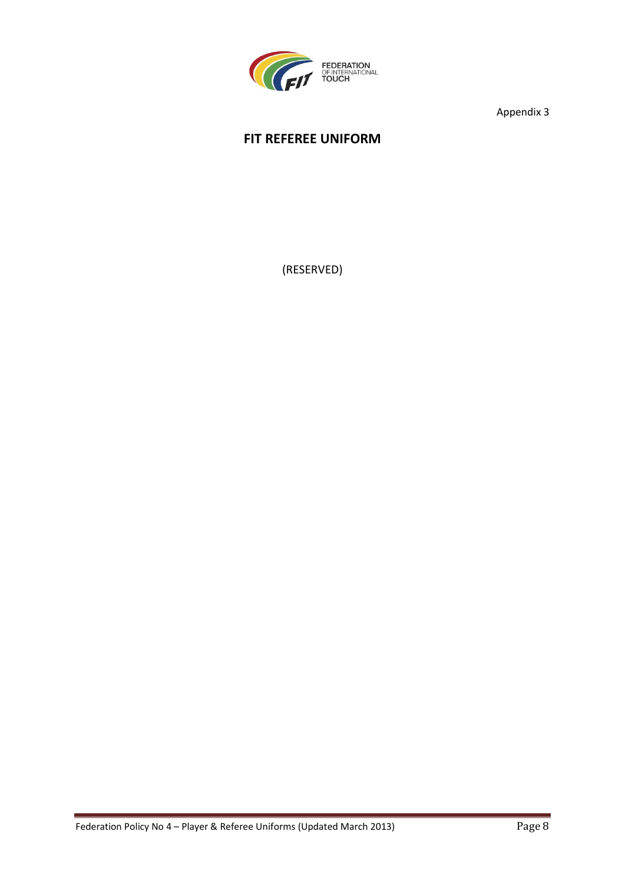Appendix 3

## FIT REFEREE UNIFORM

(RESERVED)